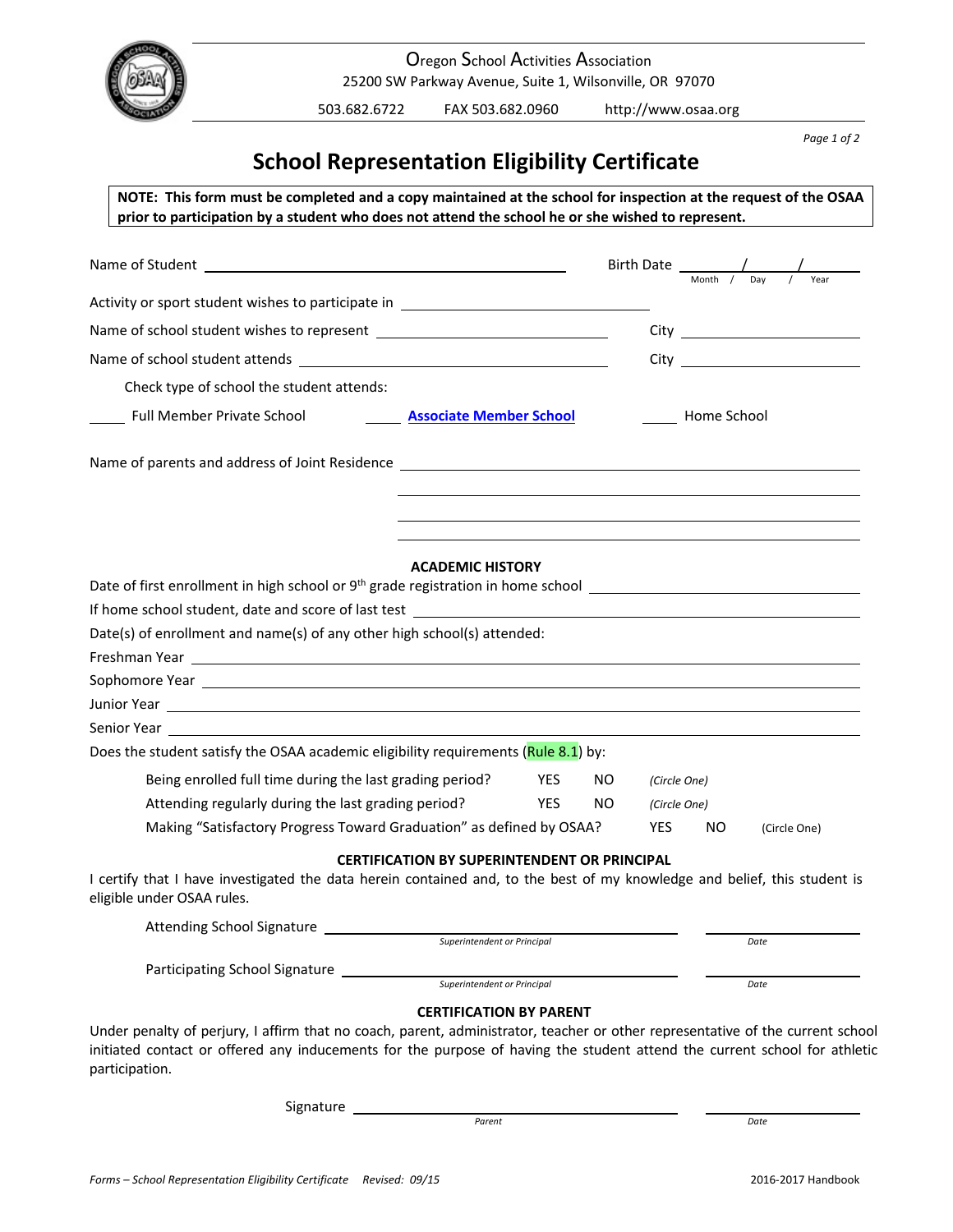Oregon School Activities Association

25200 SW Parkway Avenue, Suite 1, Wilsonville, OR 97070

503.682.6722 FAX 503.682.0960 http://www.osaa.org

# School Representation Eligibility Certificate

**NOTE: This form must be completed and a copy maintained at the school for inspection at the request of the OSAA prior to participation by a student who does not attend the school he or she wished to represent.**

Name of Student ______________________ Birth Date ____/____/____ (Month / Day / Year)

Activity or sport student wishes to participate in ______________________

Name of school student wishes to represent ______________________ City ______________

Name of school student attends ______________________ City ______________

Check type of school the student attends:

_____ Full Member Private School _____ **Associate Member School** _____ Home School

Name of parents and address of Joint Residence ______________________

______________________

______________________

______________________

## ACADEMIC HISTORY

Date of first enrollment in high school or 9th grade registration in home school ______________________

If home school student, date and score of last test ______________________

Date(s) of enrollment and name(s) of any other high school(s) attended:

Freshman Year ______________________

Sophomore Year ______________________

Junior Year ______________________

Senior Year ______________________

Does the student satisfy the OSAA academic eligibility requirements (Rule 8.1) by:

Being enrolled full time during the last grading period? YES NO *(Circle One)*

Attending regularly during the last grading period? YES NO *(Circle One)*

Making "Satisfactory Progress Toward Graduation" as defined by OSAA? YES NO (Circle One)

## CERTIFICATION BY SUPERINTENDENT OR PRINCIPAL

I certify that I have investigated the data herein contained and, to the best of my knowledge and belief, this student is eligible under OSAA rules.

Attending School Signature ______________________ (*Superintendent or Principal*) ____________ (*Date*)

Participating School Signature ______________________ (*Superintendent or Principal*) ____________ (*Date*)

## CERTIFICATION BY PARENT

Under penalty of perjury, I affirm that no coach, parent, administrator, teacher or other representative of the current school initiated contact or offered any inducements for the purpose of having the student attend the current school for athletic participation.

Signature ______________________ (*Parent*) ____________ (*Date*)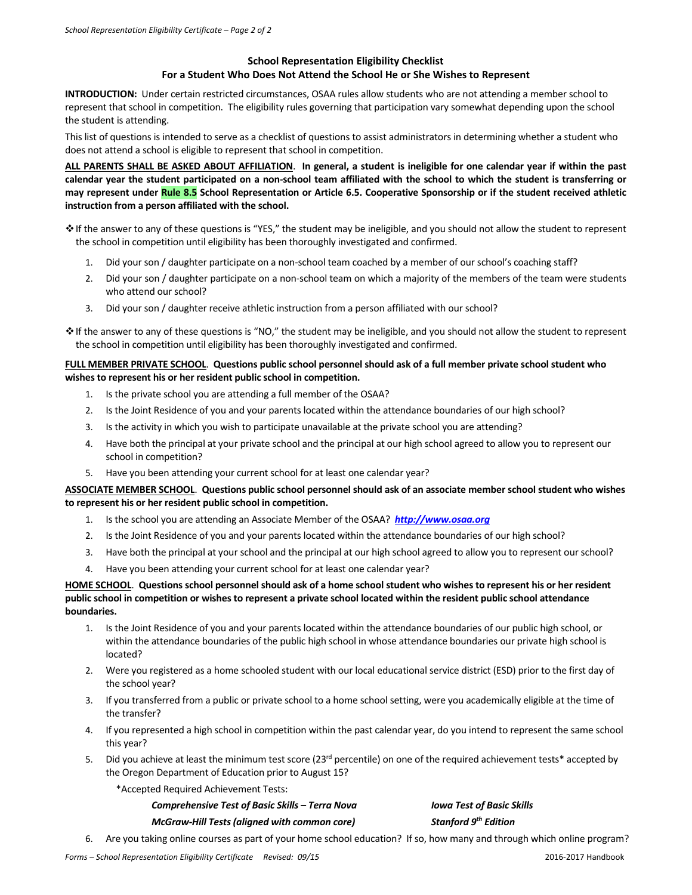## School Representation Eligibility Checklist
## For a Student Who Does Not Attend the School He or She Wishes to Represent

**INTRODUCTION:** Under certain restricted circumstances, OSAA rules allow students who are not attending a member school to represent that school in competition. The eligibility rules governing that participation vary somewhat depending upon the school the student is attending.

This list of questions is intended to serve as a checklist of questions to assist administrators in determining whether a student who does not attend a school is eligible to represent that school in competition.

**ALL PARENTS SHALL BE ASKED ABOUT AFFILIATION. In general, a student is ineligible for one calendar year if within the past calendar year the student participated on a non-school team affiliated with the school to which the student is transferring or may represent under Rule 8.5 School Representation or Article 6.5. Cooperative Sponsorship or if the student received athletic instruction from a person affiliated with the school.**

❖ If the answer to any of these questions is "YES," the student may be ineligible, and you should not allow the student to represent the school in competition until eligibility has been thoroughly investigated and confirmed.

1. Did your son / daughter participate on a non-school team coached by a member of our school's coaching staff?
2. Did your son / daughter participate on a non-school team on which a majority of the members of the team were students who attend our school?
3. Did your son / daughter receive athletic instruction from a person affiliated with our school?

❖ If the answer to any of these questions is "NO," the student may be ineligible, and you should not allow the student to represent the school in competition until eligibility has been thoroughly investigated and confirmed.

**FULL MEMBER PRIVATE SCHOOL. Questions public school personnel should ask of a full member private school student who wishes to represent his or her resident public school in competition.**

1. Is the private school you are attending a full member of the OSAA?
2. Is the Joint Residence of you and your parents located within the attendance boundaries of our high school?
3. Is the activity in which you wish to participate unavailable at the private school you are attending?
4. Have both the principal at your private school and the principal at our high school agreed to allow you to represent our school in competition?
5. Have you been attending your current school for at least one calendar year?

**ASSOCIATE MEMBER SCHOOL. Questions public school personnel should ask of an associate member school student who wishes to represent his or her resident public school in competition.**

1. Is the school you are attending an Associate Member of the OSAA? ***http://www.osaa.org***
2. Is the Joint Residence of you and your parents located within the attendance boundaries of our high school?
3. Have both the principal at your school and the principal at our high school agreed to allow you to represent our school?
4. Have you been attending your current school for at least one calendar year?

**HOME SCHOOL. Questions school personnel should ask of a home school student who wishes to represent his or her resident public school in competition or wishes to represent a private school located within the resident public school attendance boundaries.**

1. Is the Joint Residence of you and your parents located within the attendance boundaries of our public high school, or within the attendance boundaries of the public high school in whose attendance boundaries our private high school is located?
2. Were you registered as a home schooled student with our local educational service district (ESD) prior to the first day of the school year?
3. If you transferred from a public or private school to a home school setting, were you academically eligible at the time of the transfer?
4. If you represented a high school in competition within the past calendar year, do you intend to represent the same school this year?
5. Did you achieve at least the minimum test score (23rd percentile) on one of the required achievement tests* accepted by the Oregon Department of Education prior to August 15?

   *Accepted Required Achievement Tests:

   ***Comprehensive Test of Basic Skills – Terra Nova*** ***Iowa Test of Basic Skills***
   ***McGraw-Hill Tests (aligned with common core)*** ***Stanford 9th Edition***

6. Are you taking online courses as part of your home school education? If so, how many and through which online program?